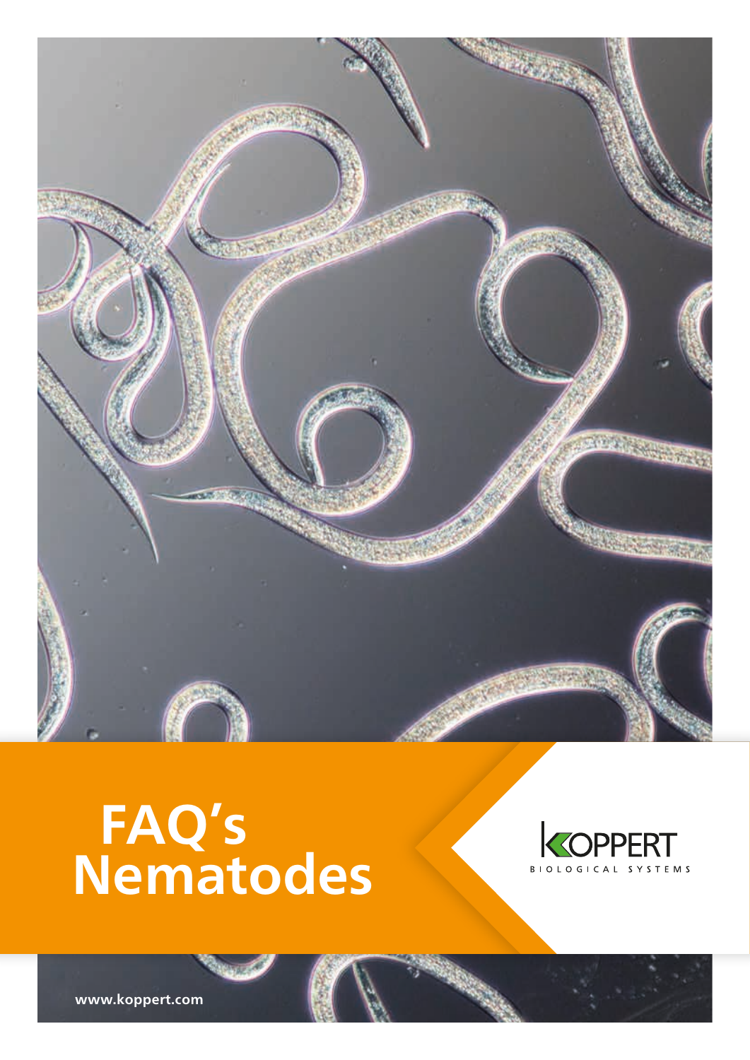# FAQ's Nematodes

KOPPERT BIOLOGICAL SYSTEMS

www.koppert.com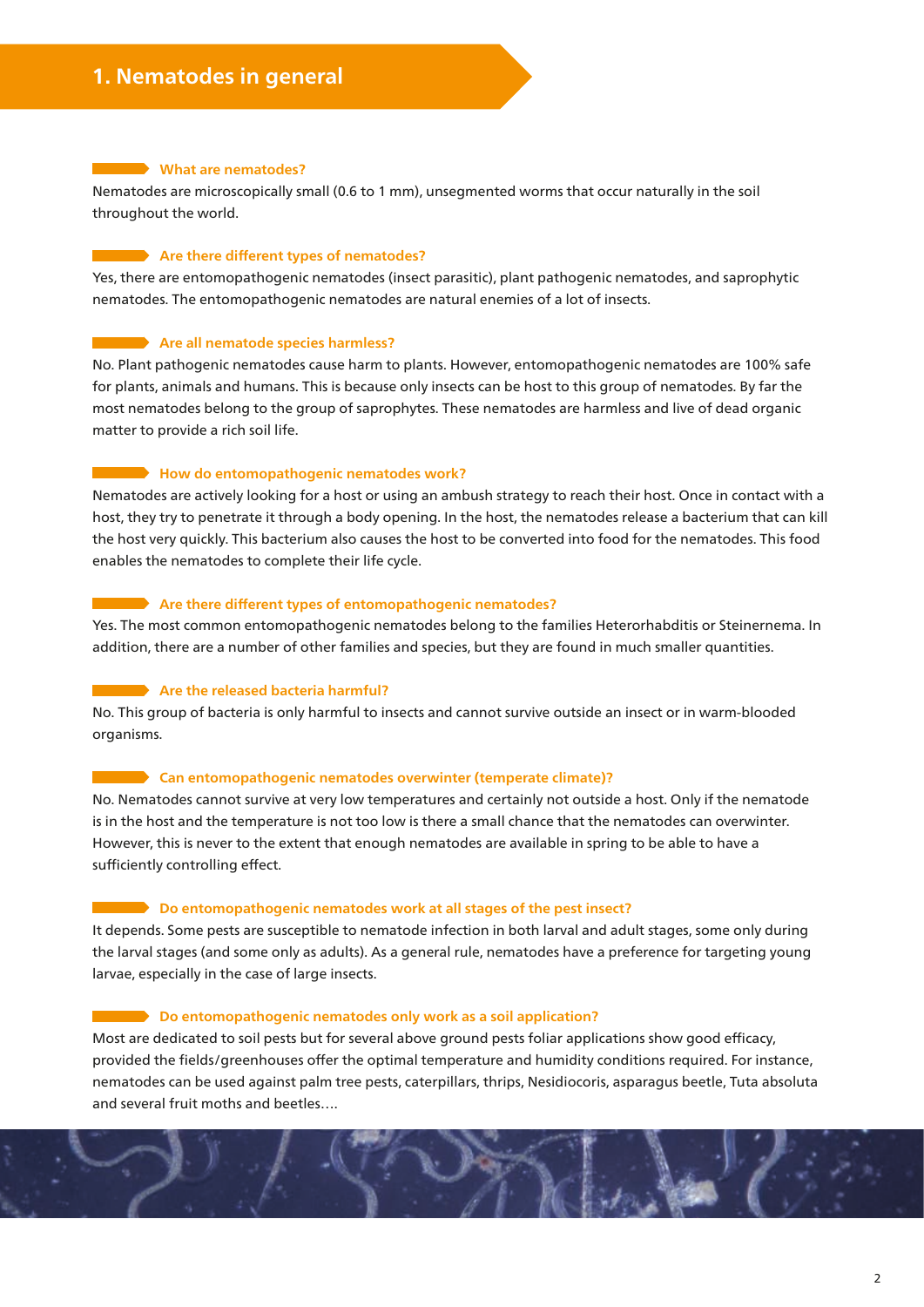# 1. Nematodes in general

### What are nematodes?

Nematodes are microscopically small (0.6 to 1 mm), unsegmented worms that occur naturally in the soil throughout the world.

### Are there different types of nematodes?

Yes, there are entomopathogenic nematodes (insect parasitic), plant pathogenic nematodes, and saprophytic nematodes. The entomopathogenic nematodes are natural enemies of a lot of insects.

### Are all nematode species harmless?

No. Plant pathogenic nematodes cause harm to plants. However, entomopathogenic nematodes are 100% safe for plants, animals and humans. This is because only insects can be host to this group of nematodes. By far the most nematodes belong to the group of saprophytes. These nematodes are harmless and live of dead organic matter to provide a rich soil life.

### How do entomopathogenic nematodes work?

Nematodes are actively looking for a host or using an ambush strategy to reach their host. Once in contact with a host, they try to penetrate it through a body opening. In the host, the nematodes release a bacterium that can kill the host very quickly. This bacterium also causes the host to be converted into food for the nematodes. This food enables the nematodes to complete their life cycle.

### Are there different types of entomopathogenic nematodes?

Yes. The most common entomopathogenic nematodes belong to the families Heterorhabditis or Steinernema. In addition, there are a number of other families and species, but they are found in much smaller quantities.

### Are the released bacteria harmful?

No. This group of bacteria is only harmful to insects and cannot survive outside an insect or in warm-blooded organisms.

### Can entomopathogenic nematodes overwinter (temperate climate)?

No. Nematodes cannot survive at very low temperatures and certainly not outside a host. Only if the nematode is in the host and the temperature is not too low is there a small chance that the nematodes can overwinter. However, this is never to the extent that enough nematodes are available in spring to be able to have a sufficiently controlling effect.

### Do entomopathogenic nematodes work at all stages of the pest insect?

It depends. Some pests are susceptible to nematode infection in both larval and adult stages, some only during the larval stages (and some only as adults). As a general rule, nematodes have a preference for targeting young larvae, especially in the case of large insects.

### Do entomopathogenic nematodes only work as a soil application?

Most are dedicated to soil pests but for several above ground pests foliar applications show good efficacy, provided the fields/greenhouses offer the optimal temperature and humidity conditions required. For instance, nematodes can be used against palm tree pests, caterpillars, thrips, Nesidiocoris, asparagus beetle, Tuta absoluta and several fruit moths and beetles….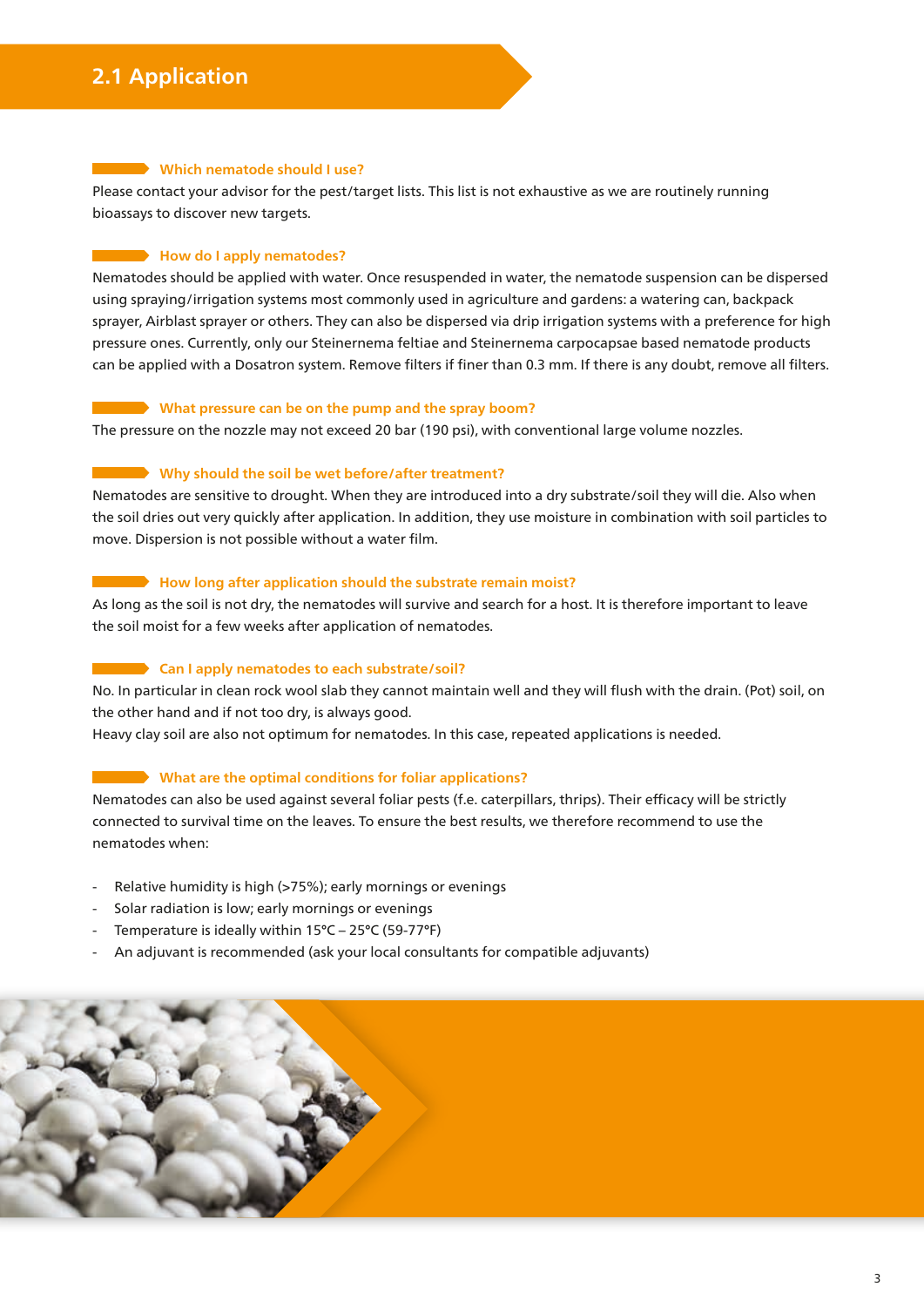## 2.1 Application

### Which nematode should I use?

Please contact your advisor for the pest/target lists. This list is not exhaustive as we are routinely running bioassays to discover new targets.

### How do I apply nematodes?

Nematodes should be applied with water. Once resuspended in water, the nematode suspension can be dispersed using spraying/irrigation systems most commonly used in agriculture and gardens: a watering can, backpack sprayer, Airblast sprayer or others. They can also be dispersed via drip irrigation systems with a preference for high pressure ones. Currently, only our Steinernema feltiae and Steinernema carpocapsae based nematode products can be applied with a Dosatron system. Remove filters if finer than 0.3 mm. If there is any doubt, remove all filters.

### What pressure can be on the pump and the spray boom?

The pressure on the nozzle may not exceed 20 bar (190 psi), with conventional large volume nozzles.

### Why should the soil be wet before/after treatment?

Nematodes are sensitive to drought. When they are introduced into a dry substrate/soil they will die. Also when the soil dries out very quickly after application. In addition, they use moisture in combination with soil particles to move. Dispersion is not possible without a water film.

### How long after application should the substrate remain moist?

As long as the soil is not dry, the nematodes will survive and search for a host. It is therefore important to leave the soil moist for a few weeks after application of nematodes.

### Can I apply nematodes to each substrate/soil?

No. In particular in clean rock wool slab they cannot maintain well and they will flush with the drain. (Pot) soil, on the other hand and if not too dry, is always good.
Heavy clay soil are also not optimum for nematodes. In this case, repeated applications is needed.

### What are the optimal conditions for foliar applications?

Nematodes can also be used against several foliar pests (f.e. caterpillars, thrips). Their efficacy will be strictly connected to survival time on the leaves. To ensure the best results, we therefore recommend to use the nematodes when:

- Relative humidity is high (>75%); early mornings or evenings
- Solar radiation is low; early mornings or evenings
- Temperature is ideally within 15°C – 25°C (59-77°F)
- An adjuvant is recommended (ask your local consultants for compatible adjuvants)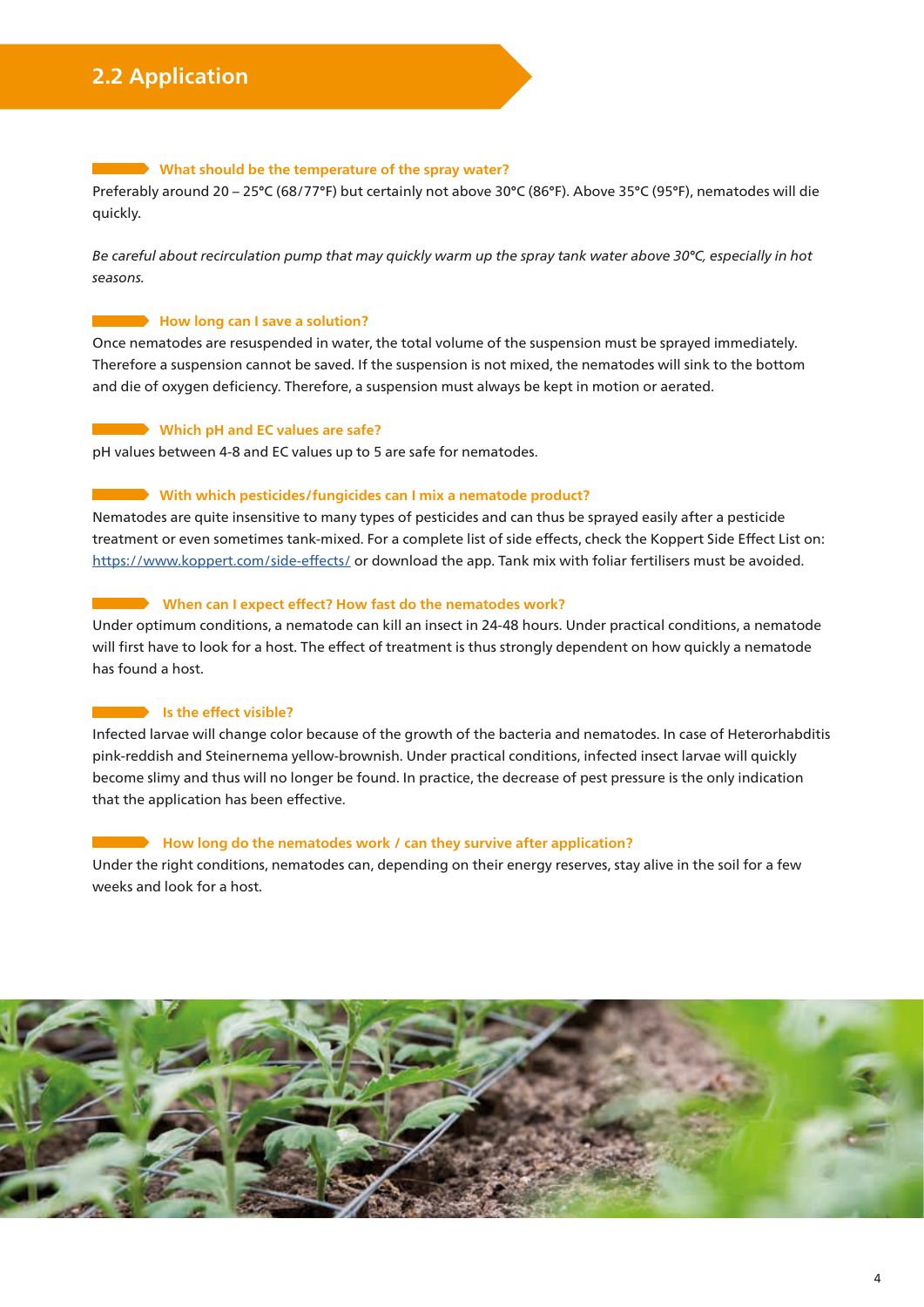## 2.2 Application

### What should be the temperature of the spray water?

Preferably around 20 – 25°C (68/77°F) but certainly not above 30°C (86°F). Above 35°C (95°F), nematodes will die quickly.

*Be careful about recirculation pump that may quickly warm up the spray tank water above 30°C, especially in hot seasons.*

### How long can I save a solution?

Once nematodes are resuspended in water, the total volume of the suspension must be sprayed immediately. Therefore a suspension cannot be saved. If the suspension is not mixed, the nematodes will sink to the bottom and die of oxygen deficiency. Therefore, a suspension must always be kept in motion or aerated.

### Which pH and EC values are safe?

pH values between 4-8 and EC values up to 5 are safe for nematodes.

### With which pesticides/fungicides can I mix a nematode product?

Nematodes are quite insensitive to many types of pesticides and can thus be sprayed easily after a pesticide treatment or even sometimes tank-mixed. For a complete list of side effects, check the Koppert Side Effect List on: [https://www.koppert.com/side-effects/](https://www.koppert.com/side-effects/) or download the app. Tank mix with foliar fertilisers must be avoided.

### When can I expect effect? How fast do the nematodes work?

Under optimum conditions, a nematode can kill an insect in 24-48 hours. Under practical conditions, a nematode will first have to look for a host. The effect of treatment is thus strongly dependent on how quickly a nematode has found a host.

### Is the effect visible?

Infected larvae will change color because of the growth of the bacteria and nematodes. In case of Heterorhabditis pink-reddish and Steinernema yellow-brownish. Under practical conditions, infected insect larvae will quickly become slimy and thus will no longer be found. In practice, the decrease of pest pressure is the only indication that the application has been effective.

### How long do the nematodes work / can they survive after application?

Under the right conditions, nematodes can, depending on their energy reserves, stay alive in the soil for a few weeks and look for a host.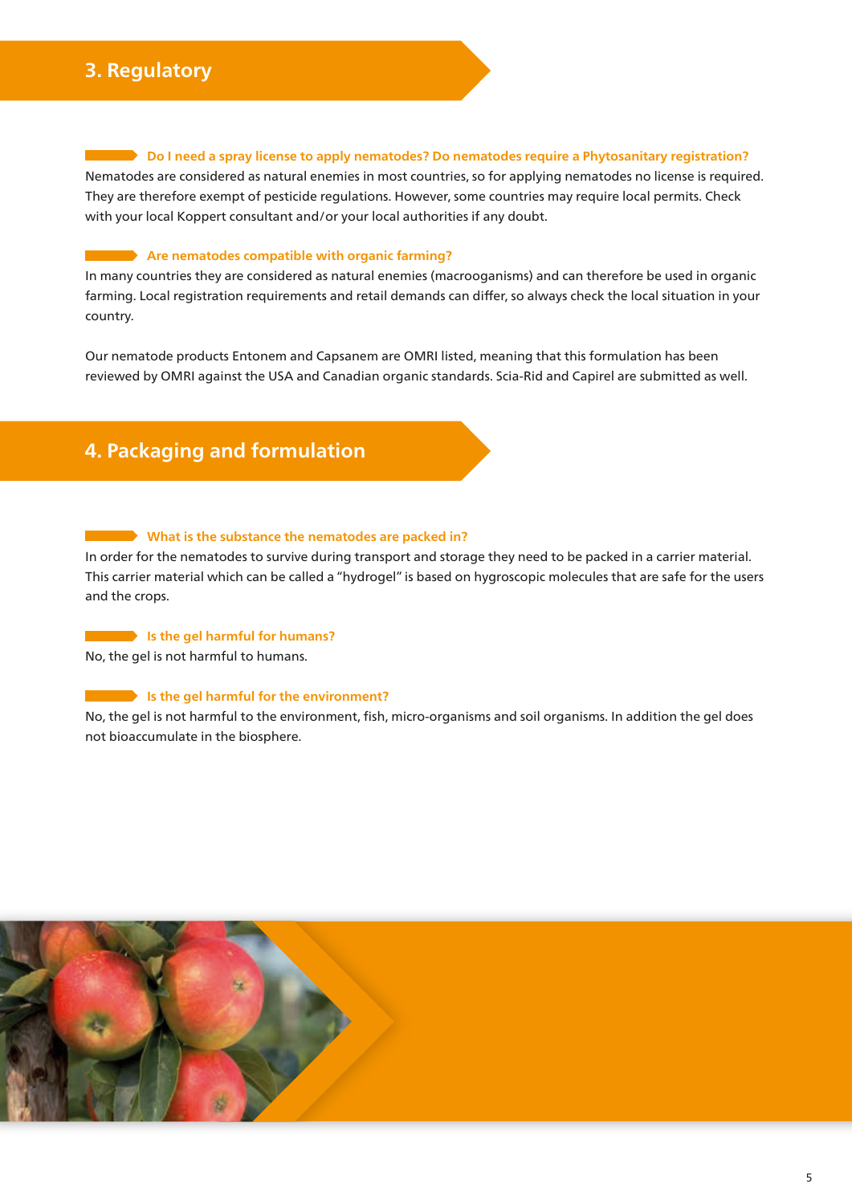## 3. Regulatory

### Do I need a spray license to apply nematodes? Do nematodes require a Phytosanitary registration?

Nematodes are considered as natural enemies in most countries, so for applying nematodes no license is required. They are therefore exempt of pesticide regulations. However, some countries may require local permits. Check with your local Koppert consultant and/or your local authorities if any doubt.

### Are nematodes compatible with organic farming?

In many countries they are considered as natural enemies (macrooganisms) and can therefore be used in organic farming. Local registration requirements and retail demands can differ, so always check the local situation in your country.

Our nematode products Entonem and Capsanem are OMRI listed, meaning that this formulation has been reviewed by OMRI against the USA and Canadian organic standards. Scia-Rid and Capirel are submitted as well.

## 4. Packaging and formulation

### What is the substance the nematodes are packed in?

In order for the nematodes to survive during transport and storage they need to be packed in a carrier material. This carrier material which can be called a "hydrogel" is based on hygroscopic molecules that are safe for the users and the crops.

### Is the gel harmful for humans?

No, the gel is not harmful to humans.

### Is the gel harmful for the environment?

No, the gel is not harmful to the environment, fish, micro-organisms and soil organisms. In addition the gel does not bioaccumulate in the biosphere.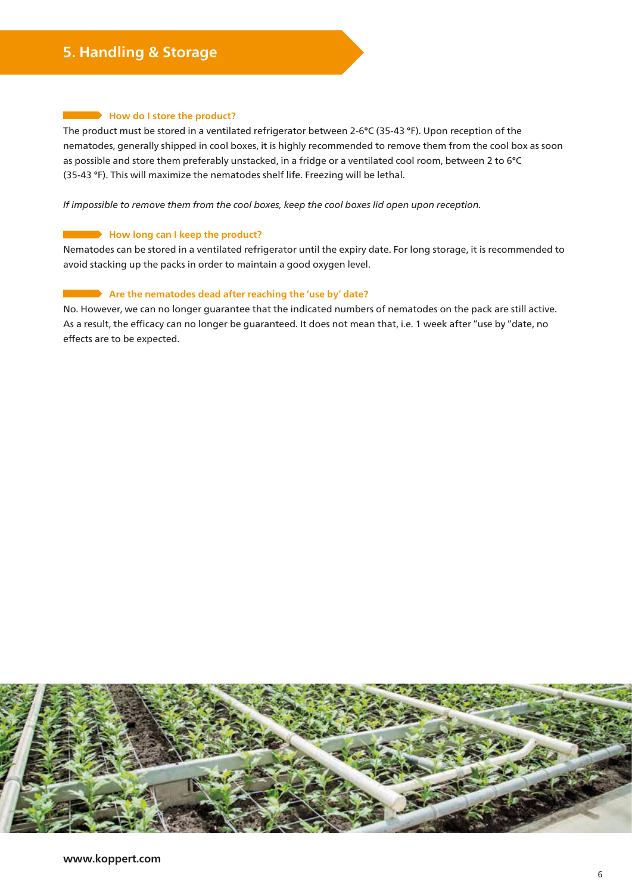## 5. Handling & Storage

### How do I store the product?

The product must be stored in a ventilated refrigerator between 2-6°C (35-43 °F). Upon reception of the nematodes, generally shipped in cool boxes, it is highly recommended to remove them from the cool box as soon as possible and store them preferably unstacked, in a fridge or a ventilated cool room, between 2 to 6°C (35-43 °F). This will maximize the nematodes shelf life. Freezing will be lethal.

*If impossible to remove them from the cool boxes, keep the cool boxes lid open upon reception.*

### How long can I keep the product?

Nematodes can be stored in a ventilated refrigerator until the expiry date. For long storage, it is recommended to avoid stacking up the packs in order to maintain a good oxygen level.

### Are the nematodes dead after reaching the 'use by' date?

No. However, we can no longer guarantee that the indicated numbers of nematodes on the pack are still active. As a result, the efficacy can no longer be guaranteed. It does not mean that, i.e. 1 week after "use by "date, no effects are to be expected.

**www.koppert.com**